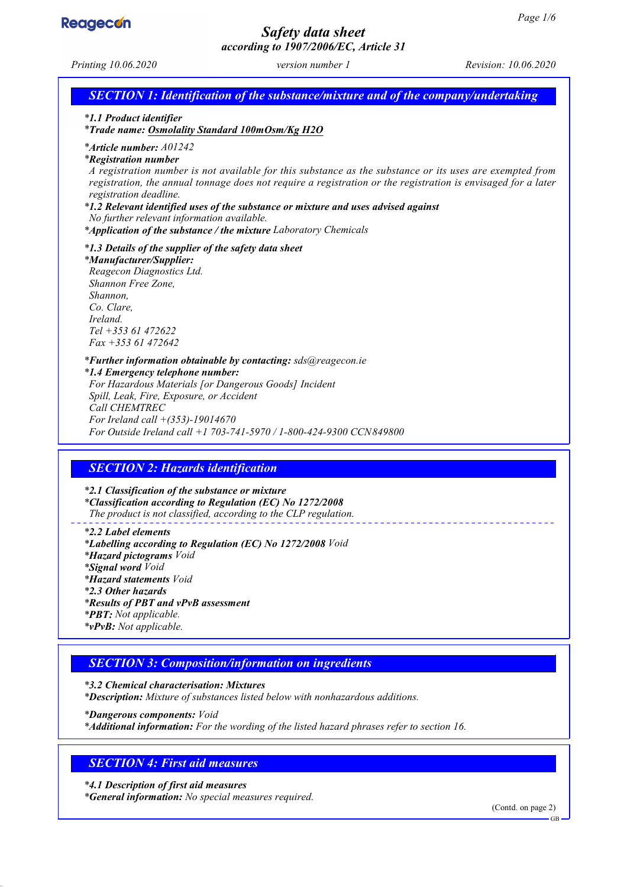# Safety data sheet

*according to 1907/2006/EC, Article 31*

*Printing 10.06.2020* *version number 1* *Revision: 10.06.2020*

## SECTION 1: Identification of the substance/mixture and of the company/undertaking

***1.1 Product identifier**
***Trade name: Osmolality Standard 100mOsm/Kg H2O**

***Article number:** A01242
***Registration number**
A registration number is not available for this substance as the substance or its uses are exempted from registration, the annual tonnage does not require a registration or the registration is envisaged for a later registration deadline.
***1.2 Relevant identified uses of the substance or mixture and uses advised against**
No further relevant information available.
***Application of the substance / the mixture** Laboratory Chemicals

***1.3 Details of the supplier of the safety data sheet**
***Manufacturer/Supplier:**
Reagecon Diagnostics Ltd.
Shannon Free Zone,
Shannon,
Co. Clare,
Ireland.
Tel +353 61 472622
Fax +353 61 472642

***Further information obtainable by contacting:** sds@reagecon.ie
***1.4 Emergency telephone number:**
For Hazardous Materials [or Dangerous Goods] Incident
Spill, Leak, Fire, Exposure, or Accident
Call CHEMTREC
For Ireland call +(353)-19014670
For Outside Ireland call +1 703-741-5970 / 1-800-424-9300 CCN849800

## SECTION 2: Hazards identification

***2.1 Classification of the substance or mixture**
***Classification according to Regulation (EC) No 1272/2008**
The product is not classified, according to the CLP regulation.

***2.2 Label elements**
***Labelling according to Regulation (EC) No 1272/2008** Void
***Hazard pictograms** Void
***Signal word** Void
***Hazard statements** Void
***2.3 Other hazards**
***Results of PBT and vPvB assessment**
***PBT:** Not applicable.
***vPvB:** Not applicable.

## SECTION 3: Composition/information on ingredients

***3.2 Chemical characterisation: Mixtures**
***Description:** Mixture of substances listed below with nonhazardous additions.

***Dangerous components:** Void
***Additional information:** For the wording of the listed hazard phrases refer to section 16.

## SECTION 4: First aid measures

***4.1 Description of first aid measures**
***General information:** No special measures required.

(Contd. on page 2)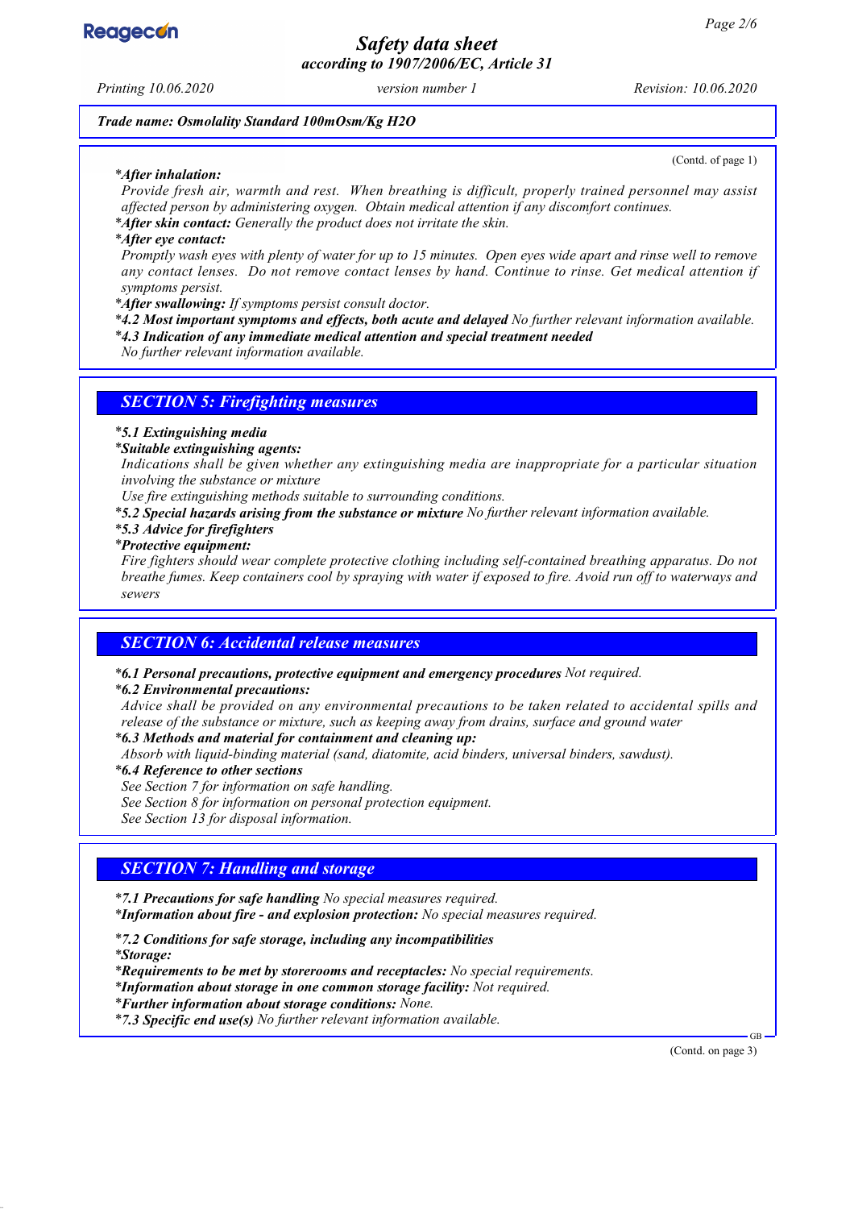**Trade name: Osmolality Standard 100mOsm/Kg H2O**

(Contd. of page 1)

- **After inhalation:**
  Provide fresh air, warmth and rest. When breathing is difficult, properly trained personnel may assist affected person by administering oxygen. Obtain medical attention if any discomfort continues.
- **After skin contact:** Generally the product does not irritate the skin.
- **After eye contact:**
  Promptly wash eyes with plenty of water for up to 15 minutes. Open eyes wide apart and rinse well to remove any contact lenses. Do not remove contact lenses by hand. Continue to rinse. Get medical attention if symptoms persist.
- **After swallowing:** If symptoms persist consult doctor.
- **4.2 Most important symptoms and effects, both acute and delayed** No further relevant information available.
- **4.3 Indication of any immediate medical attention and special treatment needed**
  No further relevant information available.

## SECTION 5: Firefighting measures

- **5.1 Extinguishing media**
- **Suitable extinguishing agents:**
  Indications shall be given whether any extinguishing media are inappropriate for a particular situation involving the substance or mixture
  Use fire extinguishing methods suitable to surrounding conditions.
- **5.2 Special hazards arising from the substance or mixture** No further relevant information available.
- **5.3 Advice for firefighters**
- **Protective equipment:**
  Fire fighters should wear complete protective clothing including self-contained breathing apparatus. Do not breathe fumes. Keep containers cool by spraying with water if exposed to fire. Avoid run off to waterways and sewers

## SECTION 6: Accidental release measures

- **6.1 Personal precautions, protective equipment and emergency procedures** Not required.
- **6.2 Environmental precautions:**
  Advice shall be provided on any environmental precautions to be taken related to accidental spills and release of the substance or mixture, such as keeping away from drains, surface and ground water
- **6.3 Methods and material for containment and cleaning up:**
  Absorb with liquid-binding material (sand, diatomite, acid binders, universal binders, sawdust).
- **6.4 Reference to other sections**
  See Section 7 for information on safe handling.
  See Section 8 for information on personal protection equipment.
  See Section 13 for disposal information.

## SECTION 7: Handling and storage

- **7.1 Precautions for safe handling** No special measures required.
- **Information about fire - and explosion protection:** No special measures required.

- **7.2 Conditions for safe storage, including any incompatibilities**
- **Storage:**
- **Requirements to be met by storerooms and receptacles:** No special requirements.
- **Information about storage in one common storage facility:** Not required.
- **Further information about storage conditions:** None.
- **7.3 Specific end use(s)** No further relevant information available.

(Contd. on page 3)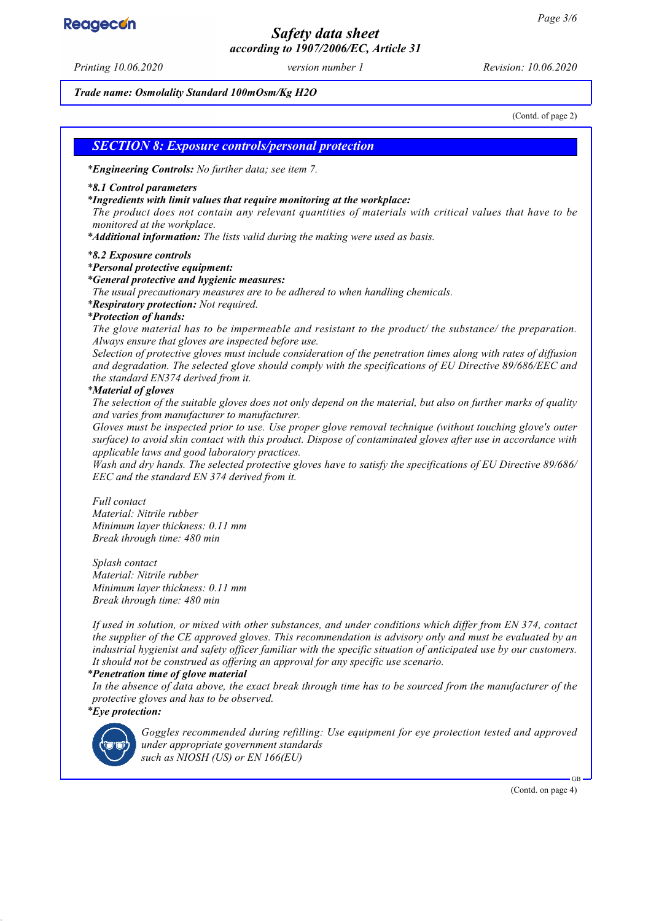*Trade name: Osmolality Standard 100mOsm/Kg H2O*

(Contd. of page 2)

## SECTION 8: Exposure controls/personal protection

\***Engineering Controls:** *No further data; see item 7.*

\***8.1 Control parameters**

\***Ingredients with limit values that require monitoring at the workplace:**

*The product does not contain any relevant quantities of materials with critical values that have to be monitored at the workplace.*

\***Additional information:** *The lists valid during the making were used as basis.*

\***8.2 Exposure controls**

\***Personal protective equipment:**

\***General protective and hygienic measures:**

*The usual precautionary measures are to be adhered to when handling chemicals.*

\***Respiratory protection:** *Not required.*

\***Protection of hands:**

*The glove material has to be impermeable and resistant to the product/ the substance/ the preparation. Always ensure that gloves are inspected before use.*

*Selection of protective gloves must include consideration of the penetration times along with rates of diffusion and degradation. The selected glove should comply with the specifications of EU Directive 89/686/EEC and the standard EN374 derived from it.*

\***Material of gloves**

*The selection of the suitable gloves does not only depend on the material, but also on further marks of quality and varies from manufacturer to manufacturer.*

*Gloves must be inspected prior to use. Use proper glove removal technique (without touching glove's outer surface) to avoid skin contact with this product. Dispose of contaminated gloves after use in accordance with applicable laws and good laboratory practices.*

*Wash and dry hands. The selected protective gloves have to satisfy the specifications of EU Directive 89/686/EEC and the standard EN 374 derived from it.*

*Full contact*
*Material: Nitrile rubber*
*Minimum layer thickness: 0.11 mm*
*Break through time: 480 min*

*Splash contact*
*Material: Nitrile rubber*
*Minimum layer thickness: 0.11 mm*
*Break through time: 480 min*

*If used in solution, or mixed with other substances, and under conditions which differ from EN 374, contact the supplier of the CE approved gloves. This recommendation is advisory only and must be evaluated by an industrial hygienist and safety officer familiar with the specific situation of anticipated use by our customers. It should not be construed as offering an approval for any specific use scenario.*

\***Penetration time of glove material**

*In the absence of data above, the exact break through time has to be sourced from the manufacturer of the protective gloves and has to be observed.*

\***Eye protection:**

*Goggles recommended during refilling: Use equipment for eye protection tested and approved under appropriate government standards such as NIOSH (US) or EN 166(EU)*

(Contd. on page 4)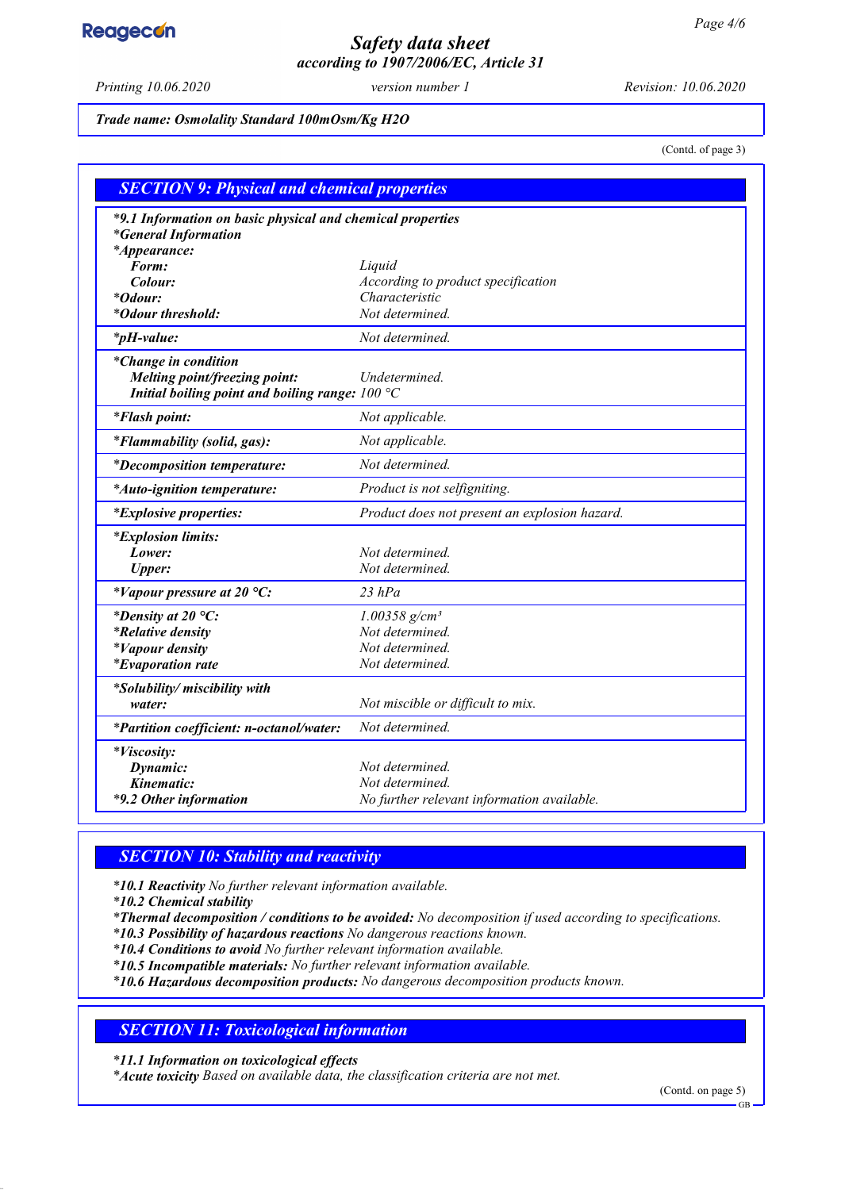**Trade name: Osmolality Standard 100mOsm/Kg H2O**

(Contd. of page 3)

## SECTION 9: Physical and chemical properties

| | |
|---|---|
| ***9.1 Information on basic physical and chemical properties*** | |
| ***General Information*** | |
| ***Appearance:*** | |
| ***Form:*** | *Liquid* |
| ***Colour:*** | *According to product specification* |
| ***Odour:*** | *Characteristic* |
| ***Odour threshold:*** | *Not determined.* |
| ***pH-value:*** | *Not determined.* |
| ***Change in condition*** | |
| ***Melting point/freezing point:*** | *Undetermined.* |
| ***Initial boiling point and boiling range:*** | *100 °C* |
| ***Flash point:*** | *Not applicable.* |
| ***Flammability (solid, gas):*** | *Not applicable.* |
| ***Decomposition temperature:*** | *Not determined.* |
| ***Auto-ignition temperature:*** | *Product is not selfigniting.* |
| ***Explosive properties:*** | *Product does not present an explosion hazard.* |
| ***Explosion limits:*** | |
| ***Lower:*** | *Not determined.* |
| ***Upper:*** | *Not determined.* |
| ***Vapour pressure at 20 °C:*** | *23 hPa* |
| ***Density at 20 °C:*** | *1.00358 g/cm³* |
| ***Relative density*** | *Not determined.* |
| ***Vapour density*** | *Not determined.* |
| ***Evaporation rate*** | *Not determined.* |
| ***Solubility/ miscibility with water:*** | *Not miscible or difficult to mix.* |
| ***Partition coefficient: n-octanol/water:*** | *Not determined.* |
| ***Viscosity:*** | |
| ***Dynamic:*** | *Not determined.* |
| ***Kinematic:*** | *Not determined.* |
| ***9.2 Other information*** | *No further relevant information available.* |

## SECTION 10: Stability and reactivity

***10.1 Reactivity*** *No further relevant information available.*
***10.2 Chemical stability***
***Thermal decomposition / conditions to be avoided:*** *No decomposition if used according to specifications.*
***10.3 Possibility of hazardous reactions*** *No dangerous reactions known.*
***10.4 Conditions to avoid*** *No further relevant information available.*
***10.5 Incompatible materials:*** *No further relevant information available.*
***10.6 Hazardous decomposition products:*** *No dangerous decomposition products known.*

## SECTION 11: Toxicological information

***11.1 Information on toxicological effects***
***Acute toxicity*** *Based on available data, the classification criteria are not met.*

(Contd. on page 5)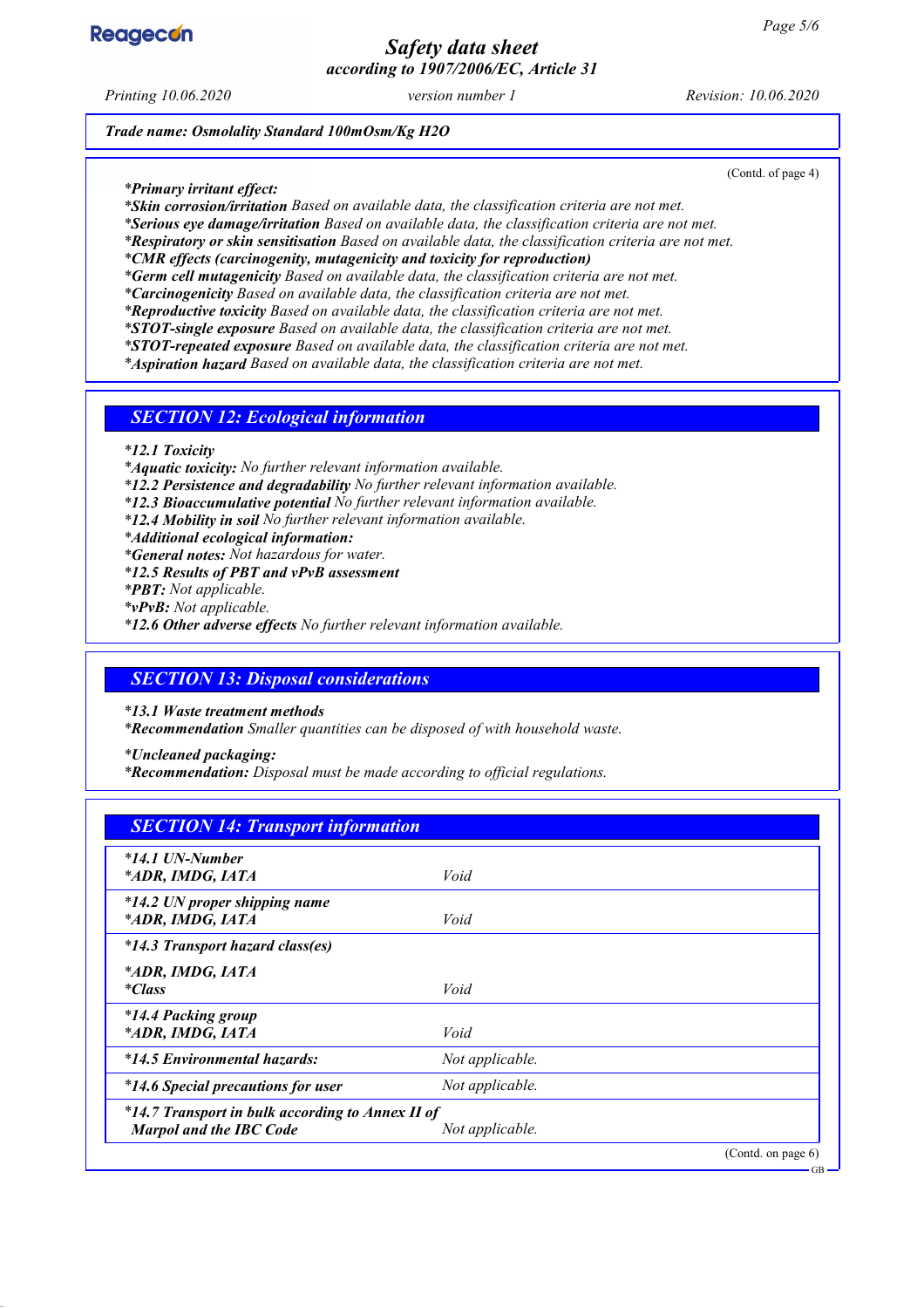(Contd. of page 4)

*\*Primary irritant effect:*
*\*Skin corrosion/irritation* Based on available data, the classification criteria are not met.
*\*Serious eye damage/irritation* Based on available data, the classification criteria are not met.
*\*Respiratory or skin sensitisation* Based on available data, the classification criteria are not met.
*\*CMR effects (carcinogenity, mutagenicity and toxicity for reproduction)*
*\*Germ cell mutagenicity* Based on available data, the classification criteria are not met.
*\*Carcinogenicity* Based on available data, the classification criteria are not met.
*\*Reproductive toxicity* Based on available data, the classification criteria are not met.
*\*STOT-single exposure* Based on available data, the classification criteria are not met.
*\*STOT-repeated exposure* Based on available data, the classification criteria are not met.
*\*Aspiration hazard* Based on available data, the classification criteria are not met.

## SECTION 12: Ecological information

*\*12.1 Toxicity*
*\*Aquatic toxicity:* No further relevant information available.
*\*12.2 Persistence and degradability* No further relevant information available.
*\*12.3 Bioaccumulative potential* No further relevant information available.
*\*12.4 Mobility in soil* No further relevant information available.
*\*Additional ecological information:*
*\*General notes:* Not hazardous for water.
*\*12.5 Results of PBT and vPvB assessment*
*\*PBT:* Not applicable.
*\*vPvB:* Not applicable.
*\*12.6 Other adverse effects* No further relevant information available.

## SECTION 13: Disposal considerations

*\*13.1 Waste treatment methods*
*\*Recommendation* Smaller quantities can be disposed of with household waste.

*\*Uncleaned packaging:*
*\*Recommendation:* Disposal must be made according to official regulations.

## SECTION 14: Transport information

| | |
|---|---|
| *\*14.1 UN-Number*<br>*\*ADR, IMDG, IATA* | Void |
| *\*14.2 UN proper shipping name*<br>*\*ADR, IMDG, IATA* | Void |
| *\*14.3 Transport hazard class(es)*<br>*\*ADR, IMDG, IATA*<br>*\*Class* | Void |
| *\*14.4 Packing group*<br>*\*ADR, IMDG, IATA* | Void |
| *\*14.5 Environmental hazards:* | Not applicable. |
| *\*14.6 Special precautions for user* | Not applicable. |
| *\*14.7 Transport in bulk according to Annex II of Marpol and the IBC Code* | Not applicable. |

(Contd. on page 6)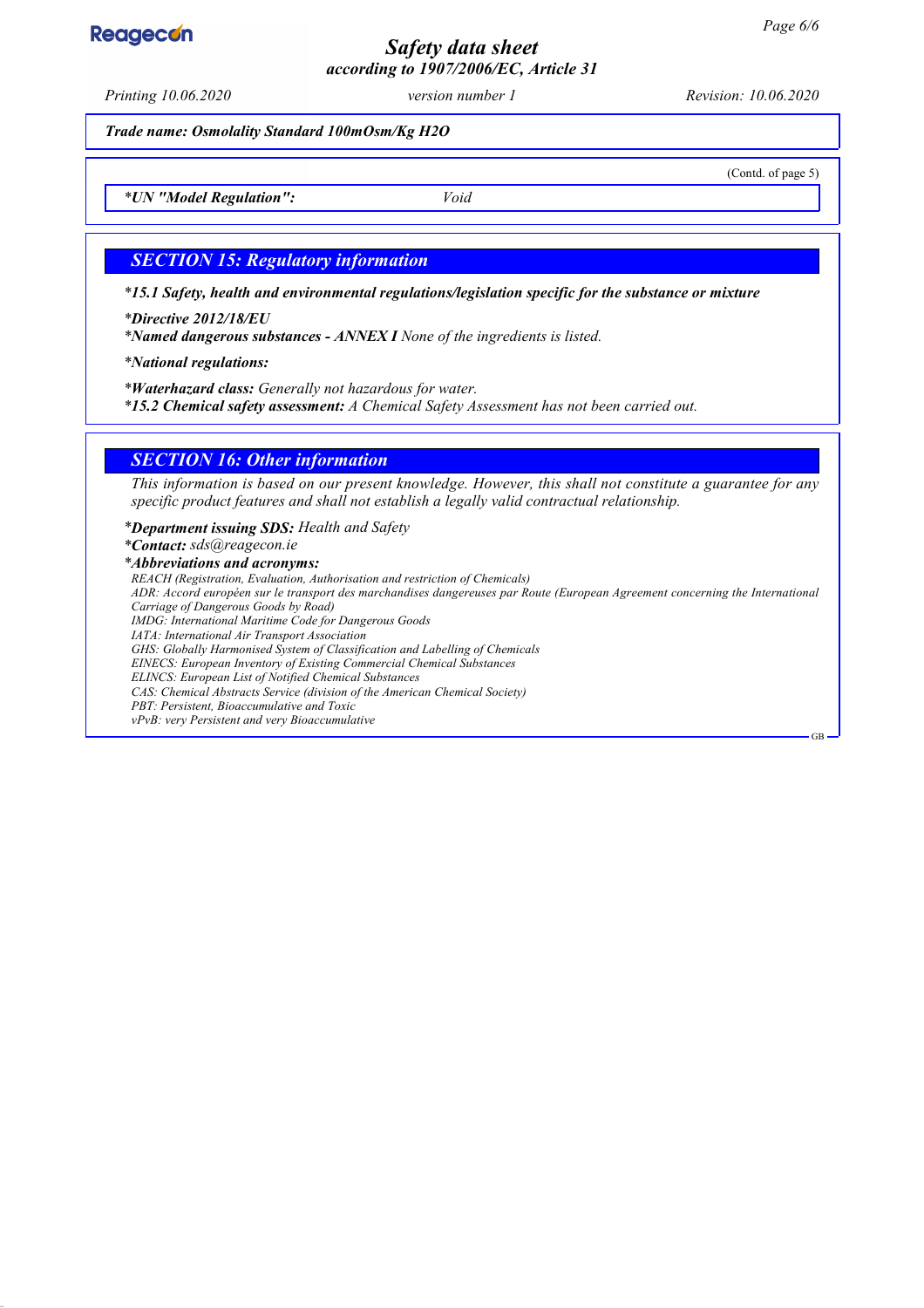Trade name: Osmolality Standard 100mOsm/Kg H2O

(Contd. of page 5)

***UN "Model Regulation":** *Void*

## SECTION 15: Regulatory information

***15.1 Safety, health and environmental regulations/legislation specific for the substance or mixture**

***Directive 2012/18/EU**

***Named dangerous substances - ANNEX I** *None of the ingredients is listed.*

***National regulations:**

***Waterhazard class:** *Generally not hazardous for water.*

***15.2 Chemical safety assessment:** *A Chemical Safety Assessment has not been carried out.*

## SECTION 16: Other information

*This information is based on our present knowledge. However, this shall not constitute a guarantee for any specific product features and shall not establish a legally valid contractual relationship.*

***Department issuing SDS:** *Health and Safety*

***Contact:** *sds@reagecon.ie*

***Abbreviations and acronyms:**

REACH (Registration, Evaluation, Authorisation and restriction of Chemicals)
ADR: Accord européen sur le transport des marchandises dangereuses par Route (European Agreement concerning the International Carriage of Dangerous Goods by Road)
IMDG: International Maritime Code for Dangerous Goods
IATA: International Air Transport Association
GHS: Globally Harmonised System of Classification and Labelling of Chemicals
EINECS: European Inventory of Existing Commercial Chemical Substances
ELINCS: European List of Notified Chemical Substances
CAS: Chemical Abstracts Service (division of the American Chemical Society)
PBT: Persistent, Bioaccumulative and Toxic
vPvB: very Persistent and very Bioaccumulative